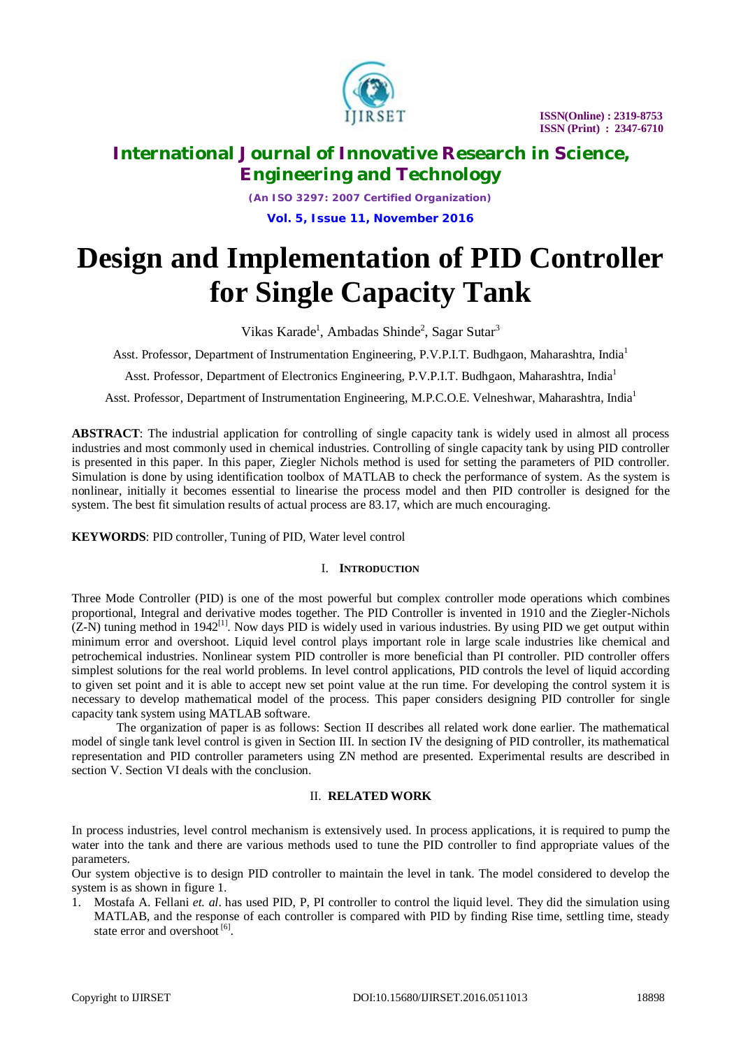# Design and Implementation of PID Controller for Single Capacity Tank

Vikas Karade[1], Ambadas Shinde[2], Sagar Sutar[3]

Asst. Professor, Department of Instrumentation Engineering, P.V.P.I.T. Budhgaon, Maharashtra, India[1]

Asst. Professor, Department of Electronics Engineering, P.V.P.I.T. Budhgaon, Maharashtra, India[1]

Asst. Professor, Department of Instrumentation Engineering, M.P.C.O.E. Velneshwar, Maharashtra, India[1]

**ABSTRACT**: The industrial application for controlling of single capacity tank is widely used in almost all process industries and most commonly used in chemical industries. Controlling of single capacity tank by using PID controller is presented in this paper. In this paper, Ziegler Nichols method is used for setting the parameters of PID controller. Simulation is done by using identification toolbox of MATLAB to check the performance of system. As the system is nonlinear, initially it becomes essential to linearise the process model and then PID controller is designed for the system. The best fit simulation results of actual process are 83.17, which are much encouraging.

**KEYWORDS**: PID controller, Tuning of PID, Water level control

## I. INTRODUCTION

Three Mode Controller (PID) is one of the most powerful but complex controller mode operations which combines proportional, Integral and derivative modes together. The PID Controller is invented in 1910 and the Ziegler-Nichols (Z-N) tuning method in 1942[1]. Now days PID is widely used in various industries. By using PID we get output within minimum error and overshoot. Liquid level control plays important role in large scale industries like chemical and petrochemical industries. Nonlinear system PID controller is more beneficial than PI controller. PID controller offers simplest solutions for the real world problems. In level control applications, PID controls the level of liquid according to given set point and it is able to accept new set point value at the run time. For developing the control system it is necessary to develop mathematical model of the process. This paper considers designing PID controller for single capacity tank system using MATLAB software.

The organization of paper is as follows: Section II describes all related work done earlier. The mathematical model of single tank level control is given in Section III. In section IV the designing of PID controller, its mathematical representation and PID controller parameters using ZN method are presented. Experimental results are described in section V. Section VI deals with the conclusion.

## II. RELATED WORK

In process industries, level control mechanism is extensively used. In process applications, it is required to pump the water into the tank and there are various methods used to tune the PID controller to find appropriate values of the parameters.

Our system objective is to design PID controller to maintain the level in tank. The model considered to develop the system is as shown in figure 1.

1. Mostafa A. Fellani *et. al*. has used PID, P, PI controller to control the liquid level. They did the simulation using MATLAB, and the response of each controller is compared with PID by finding Rise time, settling time, steady state error and overshoot [6].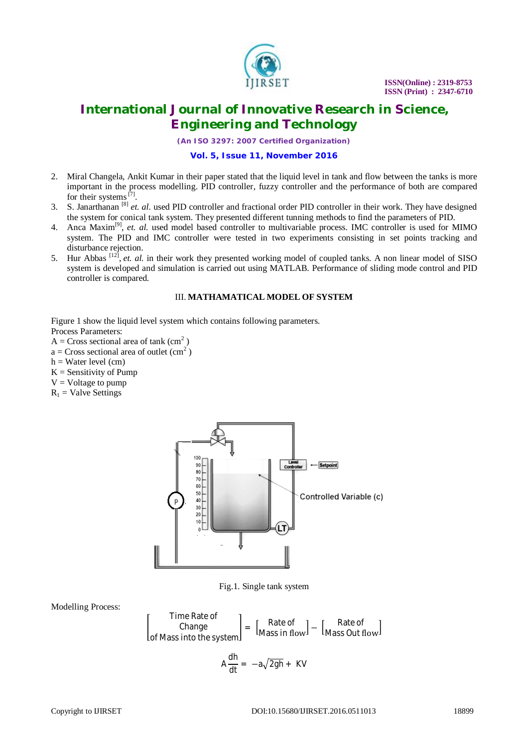2. Miral Changela, Ankit Kumar in their paper stated that the liquid level in tank and flow between the tanks is more important in the process modelling. PID controller, fuzzy controller and the performance of both are compared for their systems [7].
3. S. Janarthanan [8] *et. al.* used PID controller and fractional order PID controller in their work. They have designed the system for conical tank system. They presented different tunning methods to find the parameters of PID.
4. Anca Maxim[9], *et. al.* used model based controller to multivariable process. IMC controller is used for MIMO system. The PID and IMC controller were tested in two experiments consisting in set points tracking and disturbance rejection.
5. Hur Abbas [12], *et. al.* in their work they presented working model of coupled tanks. A non linear model of SISO system is developed and simulation is carried out using MATLAB. Performance of sliding mode control and PID controller is compared.

## III. MATHAMATICAL MODEL OF SYSTEM

Figure 1 show the liquid level system which contains following parameters.

Process Parameters:

A = Cross sectional area of tank ($cm^2$)

a = Cross sectional area of outlet ($cm^2$)

h = Water level (cm)

K = Sensitivity of Pump

V = Voltage to pump

$R_1$ = Valve Settings

Fig.1. Single tank system

Modelling Process:

$$\begin{bmatrix} \text{Time Rate of} \\ \text{Change} \\ \text{of Mass into the system} \end{bmatrix} = \begin{bmatrix} \text{Rate of} \\ \text{Mass in flow} \end{bmatrix} - \begin{bmatrix} \text{Rate of} \\ \text{Mass Out flow} \end{bmatrix}$$

$$A\frac{dh}{dt} = -a\sqrt{2gh} + KV$$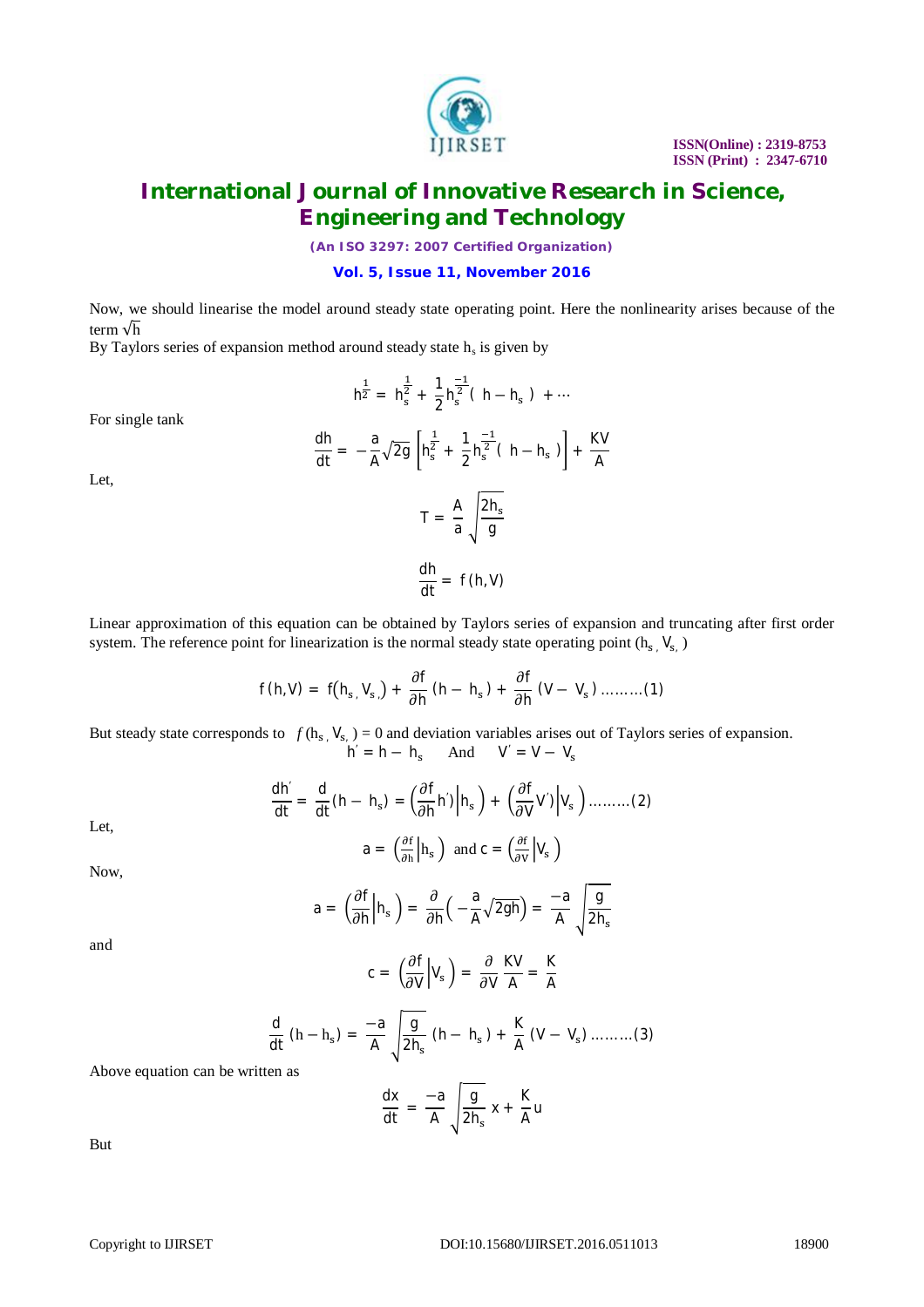Now, we should linearise the model around steady state operating point. Here the nonlinearity arises because of the term $\sqrt{h}$

By Taylors series of expansion method around steady state $h_s$ is given by

$$h^{\frac{1}{2}} = h_s^{\frac{1}{2}} + \frac{1}{2} h_s^{\frac{-1}{2}} ( h - h_s ) + \cdots$$

For single tank

$$\frac{dh}{dt} = -\frac{a}{A}\sqrt{2g}\left[ h_s^{\frac{1}{2}} + \frac{1}{2} h_s^{\frac{-1}{2}} ( h - h_s ) \right] + \frac{KV}{A}$$

Let,

$$T = \frac{A}{a}\sqrt{\frac{2h_s}{g}}$$

$$\frac{dh}{dt} = f(h, V)$$

Linear approximation of this equation can be obtained by Taylors series of expansion and truncating after first order system. The reference point for linearization is the normal steady state operating point $(h_s, V_s)$

$$f(h, V) = f(h_s, V_s) + \frac{\partial f}{\partial h}(h - h_s) + \frac{\partial f}{\partial h}(V - V_s) \ldots\ldots\ldots(1)$$

But steady state corresponds to $f(h_s, V_s) = 0$ and deviation variables arises out of Taylors series of expansion.

$$h' = h - h_s \quad \text{And} \quad V' = V - V_s$$

$$\frac{dh'}{dt} = \frac{d}{dt}(h - h_s) = \left(\frac{\partial f}{\partial h} h' \Big| h_s\right) + \left(\frac{\partial f}{\partial V} V' \Big| V_s\right) \ldots\ldots\ldots(2)$$

Let,

$$a = \left(\frac{\partial f}{\partial h}\Big| h_s\right) \text{ and } c = \left(\frac{\partial f}{\partial V}\Big| V_s\right)$$

Now,

$$a = \left(\frac{\partial f}{\partial h}\Big| h_s\right) = \frac{\partial}{\partial h}\left(-\frac{a}{A}\sqrt{2gh}\right) = \frac{-a}{A}\sqrt{\frac{g}{2h_s}}$$

and

$$c = \left(\frac{\partial f}{\partial V}\Big| V_s\right) = \frac{\partial}{\partial V}\frac{KV}{A} = \frac{K}{A}$$

$$\frac{d}{dt}(h - h_s) = \frac{-a}{A}\sqrt{\frac{g}{2h_s}}(h - h_s) + \frac{K}{A}(V - V_s) \ldots\ldots\ldots(3)$$

Above equation can be written as

$$\frac{dx}{dt} = \frac{-a}{A}\sqrt{\frac{g}{2h_s}}\, x + \frac{K}{A} u$$

But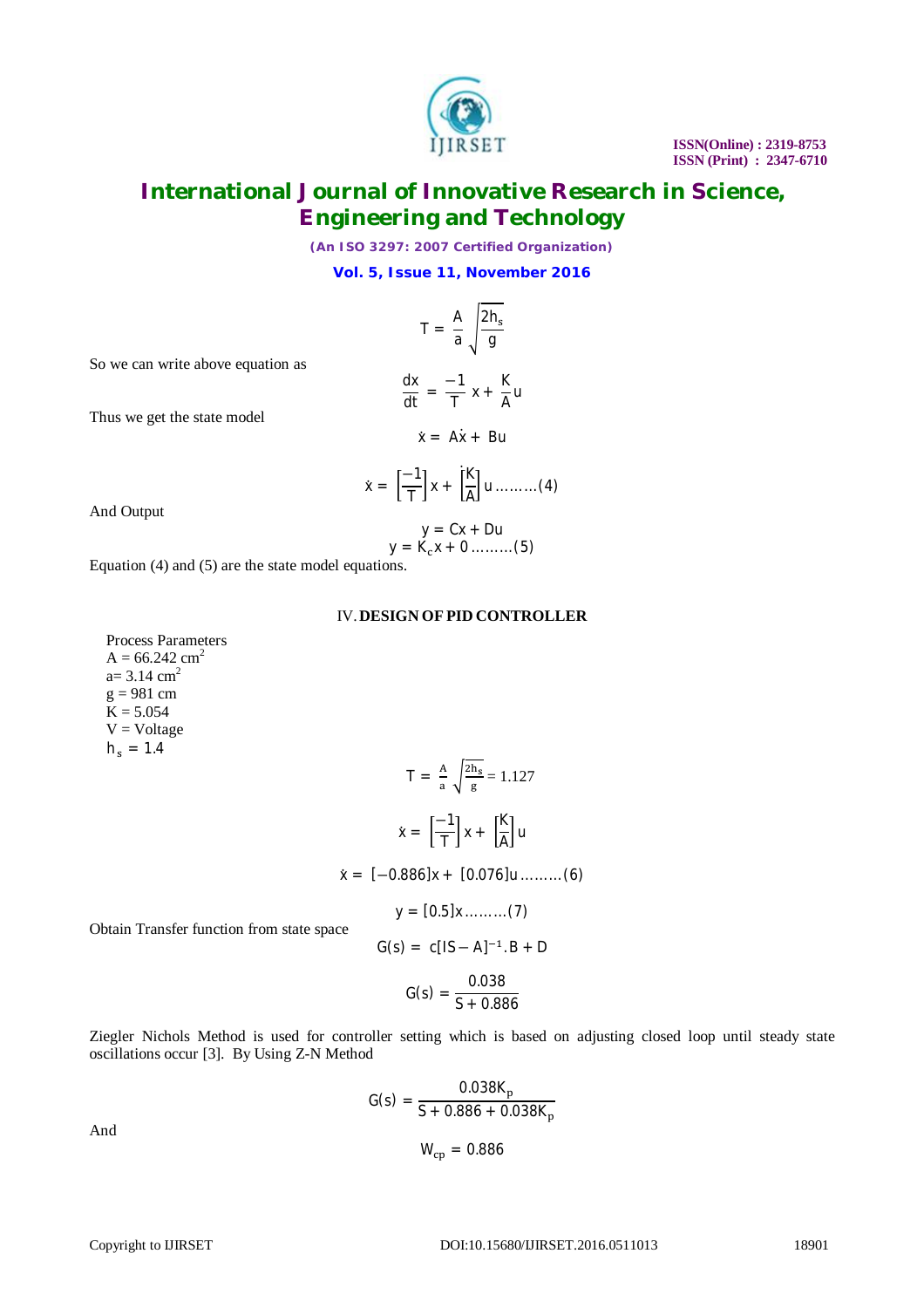$$T = \frac{A}{a}\sqrt{\frac{2h_s}{g}}$$

So we can write above equation as

$$\frac{dx}{dt} = \frac{-1}{T}x + \frac{K}{A}u$$

Thus we get the state model

$$\dot{x} = A\dot{x} + Bu$$

$$\dot{x} = \left[\frac{-1}{T}\right]x + \left[\frac{K}{A}\right]u \,\ldots\ldots\ldots(4)$$

And Output

$$y = Cx + Du$$

$$y = K_c x + 0 \,\ldots\ldots\ldots(5)$$

Equation (4) and (5) are the state model equations.

## IV. DESIGN OF PID CONTROLLER

Process Parameters
$A = 66.242\ cm^2$
$a = 3.14\ cm^2$
$g = 981$ cm
$K = 5.054$
V = Voltage
$h_s = 1.4$

$$T = \frac{A}{a}\sqrt{\frac{2h_s}{g}} = 1.127$$

$$\dot{x} = \left[\frac{-1}{T}\right]x + \left[\frac{K}{A}\right]u$$

$$\dot{x} = [-0.886]x + [0.076]u \,\ldots\ldots\ldots(6)$$

$$y = [0.5]x \,\ldots\ldots\ldots(7)$$

Obtain Transfer function from state space

$$G(s) = c[IS - A]^{-1}.B + D$$

$$G(s) = \frac{0.038}{S + 0.886}$$

Ziegler Nichols Method is used for controller setting which is based on adjusting closed loop until steady state oscillations occur [3]. By Using Z-N Method

$$G(s) = \frac{0.038K_p}{S + 0.886 + 0.038K_p}$$

And

$$W_{cp} = 0.886$$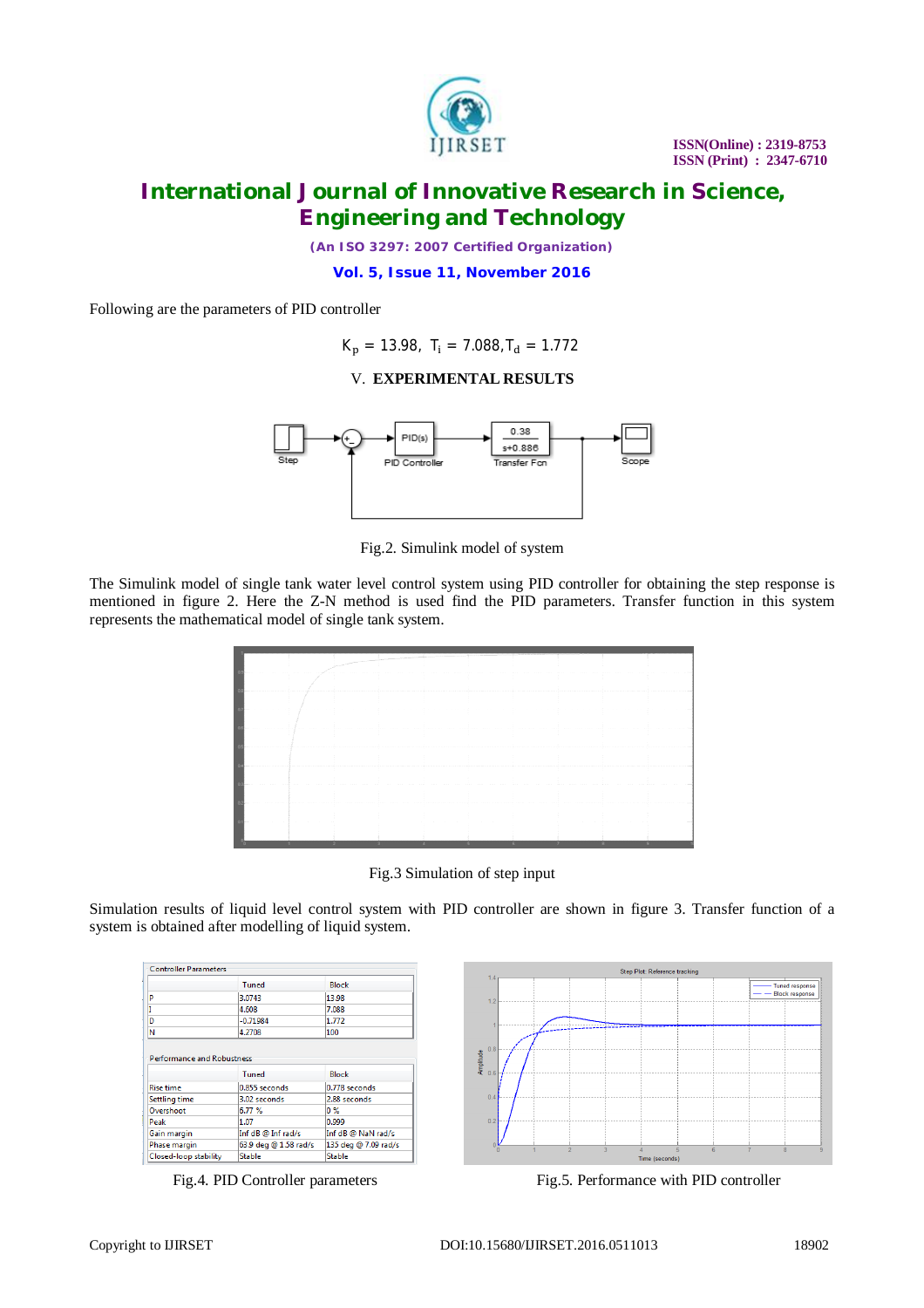Following are the parameters of PID controller

$$K_p = 13.98,\ T_i = 7.088, T_d = 1.772$$

## V. EXPERIMENTAL RESULTS

Fig.2. Simulink model of system

The Simulink model of single tank water level control system using PID controller for obtaining the step response is mentioned in figure 2. Here the Z-N method is used find the PID parameters. Transfer function in this system represents the mathematical model of single tank system.

Fig.3 Simulation of step input

Simulation results of liquid level control system with PID controller are shown in figure 3. Transfer function of a system is obtained after modelling of liquid system.

Controller Parameters

| | Tuned | Block |
|---|---|---|
| P | 3.0743 | 13.98 |
| I | 4.608 | 7.088 |
| D | -0.71984 | 1.772 |
| N | 4.2708 | 100 |

Performance and Robustness

| | Tuned | Block |
|---|---|---|
| Rise time | 0.855 seconds | 0.778 seconds |
| Settling time | 3.02 seconds | 2.88 seconds |
| Overshoot | 6.77 % | 0 % |
| Peak | 1.07 | 0.999 |
| Gain margin | Inf dB @ Inf rad/s | Inf dB @ NaN rad/s |
| Phase margin | 63.9 deg @ 1.58 rad/s | 135 deg @ 7.09 rad/s |
| Closed-loop stability | Stable | Stable |

Fig.4. PID Controller parameters

Fig.5. Performance with PID controller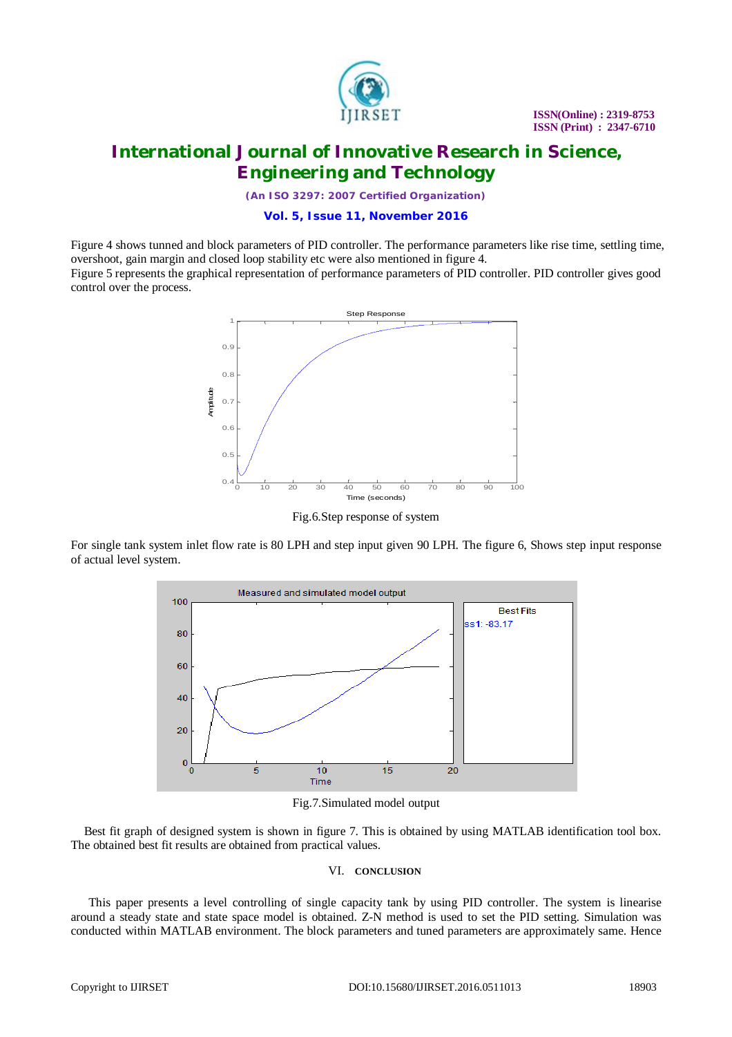Figure 4 shows tuned and block parameters of PID controller. The performance parameters like rise time, settling time, overshoot, gain margin and closed loop stability etc were also mentioned in figure 4.
Figure 5 represents the graphical representation of performance parameters of PID controller. PID controller gives good control over the process.

Fig.6.Step response of system

For single tank system inlet flow rate is 80 LPH and step input given 90 LPH. The figure 6, Shows step input response of actual level system.

Fig.7.Simulated model output

Best fit graph of designed system is shown in figure 7. This is obtained by using MATLAB identification tool box. The obtained best fit results are obtained from practical values.

## VI. CONCLUSION

This paper presents a level controlling of single capacity tank by using PID controller. The system is linearise around a steady state and state space model is obtained. Z-N method is used to set the PID setting. Simulation was conducted within MATLAB environment. The block parameters and tuned parameters are approximately same. Hence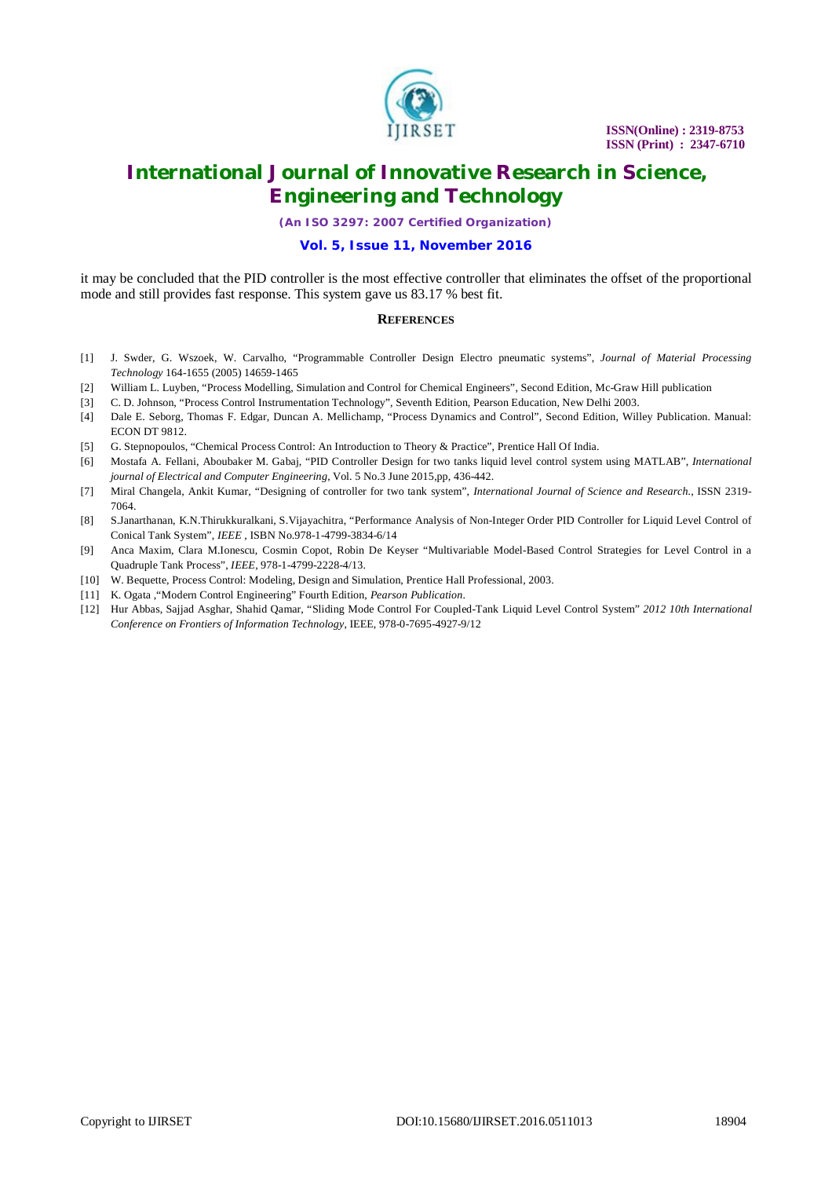it may be concluded that the PID controller is the most effective controller that eliminates the offset of the proportional mode and still provides fast response. This system gave us 83.17 % best fit.

## REFERENCES

[1] J. Swder, G. Wszoek, W. Carvalho, "Programmable Controller Design Electro pneumatic systems", *Journal of Material Processing Technology* 164-1655 (2005) 14659-1465

[2] William L. Luyben, "Process Modelling, Simulation and Control for Chemical Engineers", Second Edition, Mc-Graw Hill publication

[3] C. D. Johnson, "Process Control Instrumentation Technology", Seventh Edition, Pearson Education, New Delhi 2003.

[4] Dale E. Seborg, Thomas F. Edgar, Duncan A. Mellichamp, "Process Dynamics and Control", Second Edition, Willey Publication. Manual: ECON DT 9812.

[5] G. Stepnopoulos, "Chemical Process Control: An Introduction to Theory & Practice", Prentice Hall Of India.

[6] Mostafa A. Fellani, Aboubaker M. Gabaj, "PID Controller Design for two tanks liquid level control system using MATLAB", *International journal of Electrical and Computer Engineering*, Vol. 5 No.3 June 2015,pp, 436-442.

[7] Miral Changela, Ankit Kumar, "Designing of controller for two tank system", *International Journal of Science and Research.*, ISSN 2319-7064.

[8] S.Janarthanan, K.N.Thirukkuralkani, S.Vijayachitra, "Performance Analysis of Non-Integer Order PID Controller for Liquid Level Control of Conical Tank System", *IEEE* , ISBN No.978-1-4799-3834-6/14

[9] Anca Maxim, Clara M.Ionescu, Cosmin Copot, Robin De Keyser "Multivariable Model-Based Control Strategies for Level Control in a Quadruple Tank Process", *IEEE*, 978-1-4799-2228-4/13.

[10] W. Bequette, Process Control: Modeling, Design and Simulation, Prentice Hall Professional, 2003.

[11] K. Ogata ,"Modern Control Engineering" Fourth Edition, *Pearson Publication*.

[12] Hur Abbas, Sajjad Asghar, Shahid Qamar, "Sliding Mode Control For Coupled-Tank Liquid Level Control System" *2012 10th International Conference on Frontiers of Information Technology*, IEEE, 978-0-7695-4927-9/12